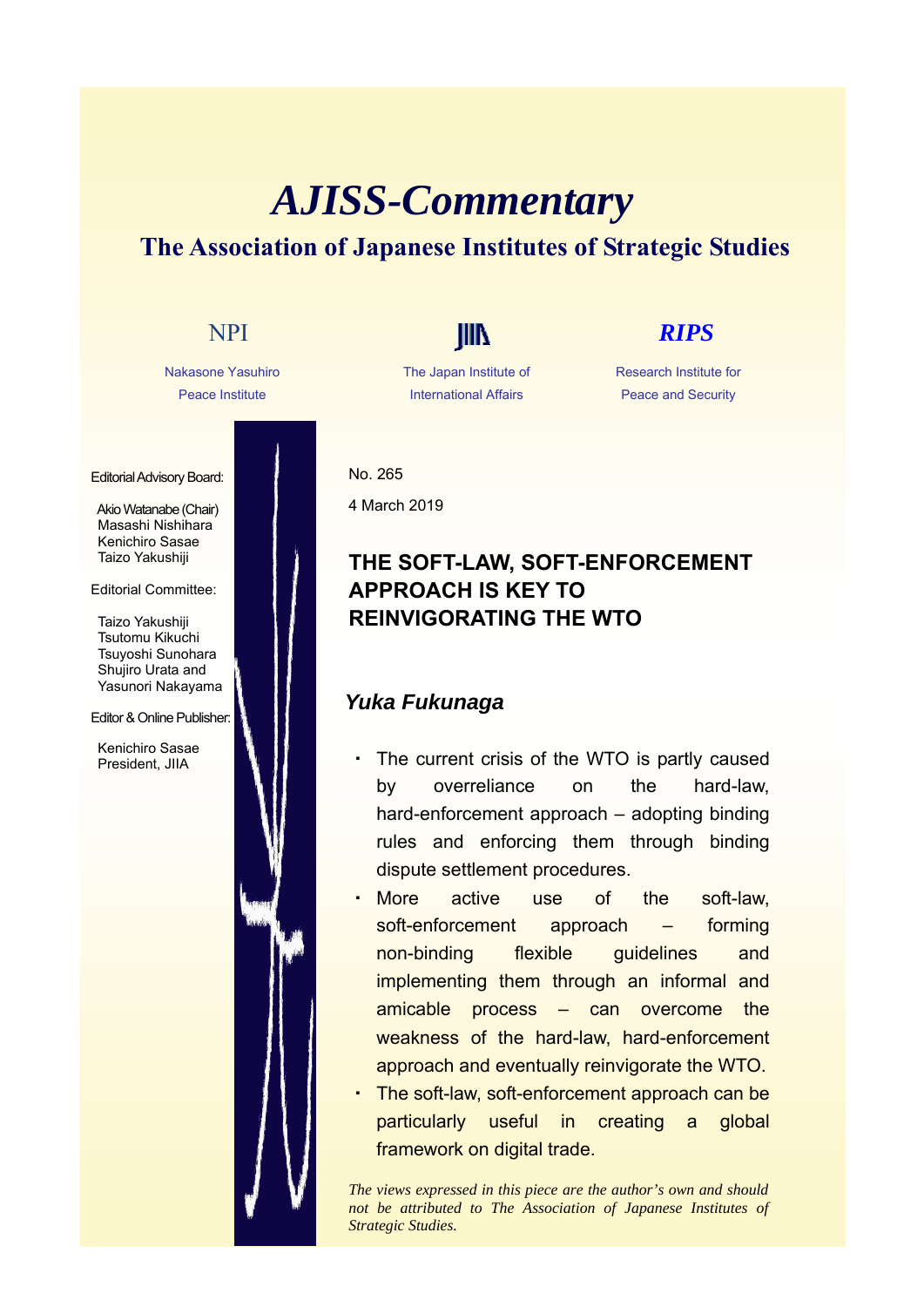# AJISS-Commentary

## The Association of Japanese Institutes of Strategic Studies

NPI — Nakasone Yasuhiro Peace Institute

JIIA — The Japan Institute of International Affairs

RIPS — Research Institute for Peace and Security

Editorial Advisory Board:

Akio Watanabe (Chair)
Masashi Nishihara
Kenichiro Sasae
Taizo Yakushiji

Editorial Committee:

Taizo Yakushiji
Tsutomu Kikuchi
Tsuyoshi Sunohara
Shujiro Urata and
Yasunori Nakayama

Editor & Online Publisher:

Kenichiro Sasae
President, JIIA

No. 265

4 March 2019

## THE SOFT-LAW, SOFT-ENFORCEMENT APPROACH IS KEY TO REINVIGORATING THE WTO

### *Yuka Fukunaga*

- The current crisis of the WTO is partly caused by overreliance on the hard-law, hard-enforcement approach – adopting binding rules and enforcing them through binding dispute settlement procedures.
- More active use of the soft-law, soft-enforcement approach – forming non-binding flexible guidelines and implementing them through an informal and amicable process – can overcome the weakness of the hard-law, hard-enforcement approach and eventually reinvigorate the WTO.
- The soft-law, soft-enforcement approach can be particularly useful in creating a global framework on digital trade.

*The views expressed in this piece are the author's own and should not be attributed to The Association of Japanese Institutes of Strategic Studies.*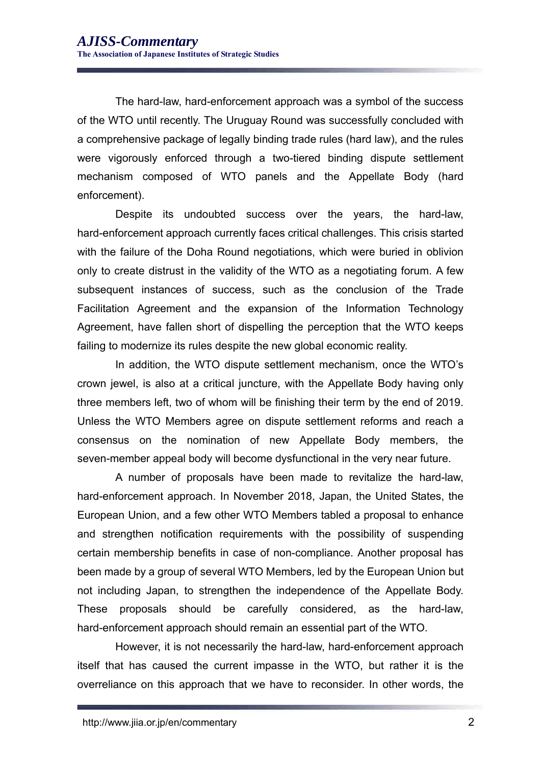The hard-law, hard-enforcement approach was a symbol of the success of the WTO until recently. The Uruguay Round was successfully concluded with a comprehensive package of legally binding trade rules (hard law), and the rules were vigorously enforced through a two-tiered binding dispute settlement mechanism composed of WTO panels and the Appellate Body (hard enforcement).

Despite its undoubted success over the years, the hard-law, hard-enforcement approach currently faces critical challenges. This crisis started with the failure of the Doha Round negotiations, which were buried in oblivion only to create distrust in the validity of the WTO as a negotiating forum. A few subsequent instances of success, such as the conclusion of the Trade Facilitation Agreement and the expansion of the Information Technology Agreement, have fallen short of dispelling the perception that the WTO keeps failing to modernize its rules despite the new global economic reality.

In addition, the WTO dispute settlement mechanism, once the WTO's crown jewel, is also at a critical juncture, with the Appellate Body having only three members left, two of whom will be finishing their term by the end of 2019. Unless the WTO Members agree on dispute settlement reforms and reach a consensus on the nomination of new Appellate Body members, the seven-member appeal body will become dysfunctional in the very near future.

A number of proposals have been made to revitalize the hard-law, hard-enforcement approach. In November 2018, Japan, the United States, the European Union, and a few other WTO Members tabled a proposal to enhance and strengthen notification requirements with the possibility of suspending certain membership benefits in case of non-compliance. Another proposal has been made by a group of several WTO Members, led by the European Union but not including Japan, to strengthen the independence of the Appellate Body. These proposals should be carefully considered, as the hard-law, hard-enforcement approach should remain an essential part of the WTO.

However, it is not necessarily the hard-law, hard-enforcement approach itself that has caused the current impasse in the WTO, but rather it is the overreliance on this approach that we have to reconsider. In other words, the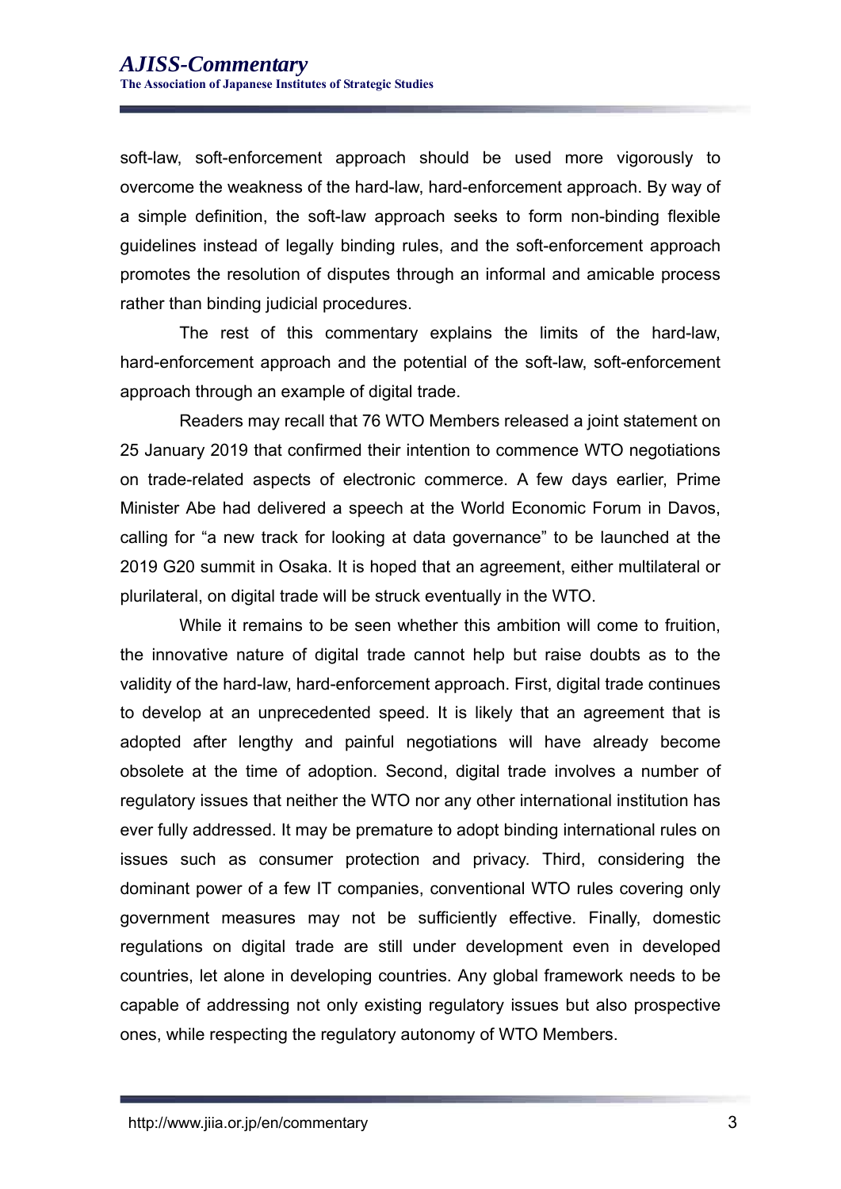soft-law, soft-enforcement approach should be used more vigorously to overcome the weakness of the hard-law, hard-enforcement approach. By way of a simple definition, the soft-law approach seeks to form non-binding flexible guidelines instead of legally binding rules, and the soft-enforcement approach promotes the resolution of disputes through an informal and amicable process rather than binding judicial procedures.

The rest of this commentary explains the limits of the hard-law, hard-enforcement approach and the potential of the soft-law, soft-enforcement approach through an example of digital trade.

Readers may recall that 76 WTO Members released a joint statement on 25 January 2019 that confirmed their intention to commence WTO negotiations on trade-related aspects of electronic commerce. A few days earlier, Prime Minister Abe had delivered a speech at the World Economic Forum in Davos, calling for "a new track for looking at data governance" to be launched at the 2019 G20 summit in Osaka. It is hoped that an agreement, either multilateral or plurilateral, on digital trade will be struck eventually in the WTO.

While it remains to be seen whether this ambition will come to fruition, the innovative nature of digital trade cannot help but raise doubts as to the validity of the hard-law, hard-enforcement approach. First, digital trade continues to develop at an unprecedented speed. It is likely that an agreement that is adopted after lengthy and painful negotiations will have already become obsolete at the time of adoption. Second, digital trade involves a number of regulatory issues that neither the WTO nor any other international institution has ever fully addressed. It may be premature to adopt binding international rules on issues such as consumer protection and privacy. Third, considering the dominant power of a few IT companies, conventional WTO rules covering only government measures may not be sufficiently effective. Finally, domestic regulations on digital trade are still under development even in developed countries, let alone in developing countries. Any global framework needs to be capable of addressing not only existing regulatory issues but also prospective ones, while respecting the regulatory autonomy of WTO Members.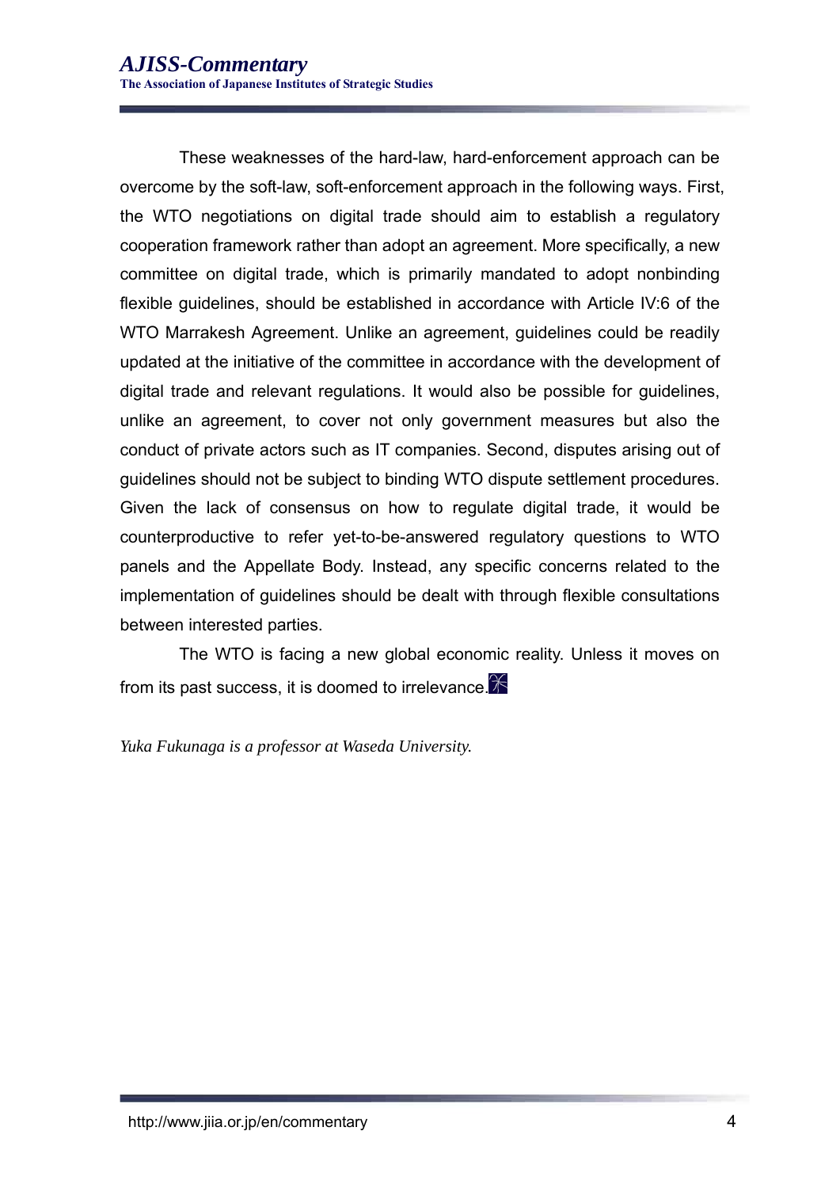These weaknesses of the hard-law, hard-enforcement approach can be overcome by the soft-law, soft-enforcement approach in the following ways. First, the WTO negotiations on digital trade should aim to establish a regulatory cooperation framework rather than adopt an agreement. More specifically, a new committee on digital trade, which is primarily mandated to adopt nonbinding flexible guidelines, should be established in accordance with Article IV:6 of the WTO Marrakesh Agreement. Unlike an agreement, guidelines could be readily updated at the initiative of the committee in accordance with the development of digital trade and relevant regulations. It would also be possible for guidelines, unlike an agreement, to cover not only government measures but also the conduct of private actors such as IT companies. Second, disputes arising out of guidelines should not be subject to binding WTO dispute settlement procedures. Given the lack of consensus on how to regulate digital trade, it would be counterproductive to refer yet-to-be-answered regulatory questions to WTO panels and the Appellate Body. Instead, any specific concerns related to the implementation of guidelines should be dealt with through flexible consultations between interested parties.

The WTO is facing a new global economic reality. Unless it moves on from its past success, it is doomed to irrelevance.

*Yuka Fukunaga is a professor at Waseda University.*